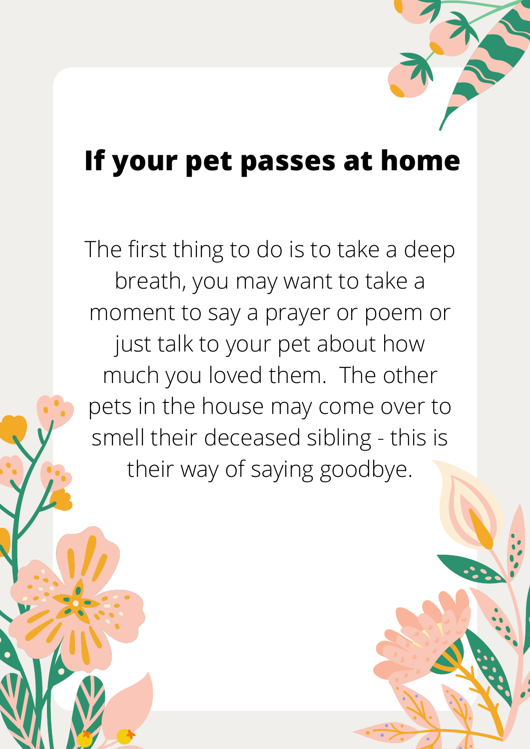# If your pet passes at home

The first thing to do is to take a deep breath, you may want to take a moment to say a prayer or poem or just talk to your pet about how much you loved them. The other pets in the house may come over to smell their deceased sibling - this is their way of saying goodbye.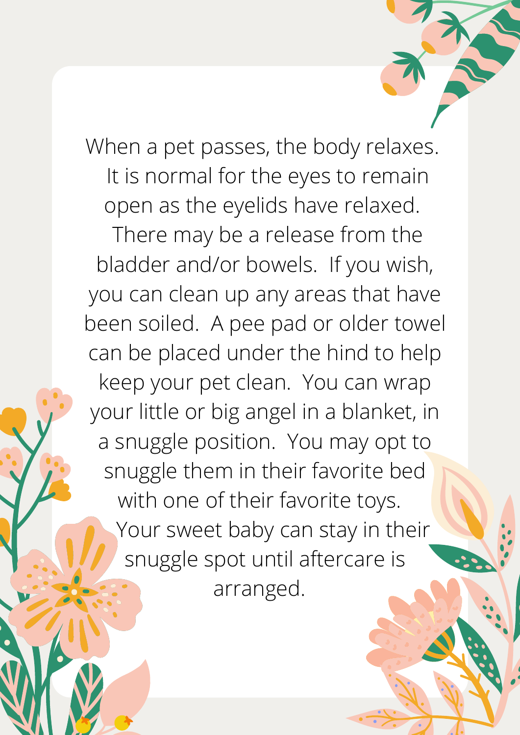When a pet passes, the body relaxes. It is normal for the eyes to remain open as the eyelids have relaxed. There may be a release from the bladder and/or bowels. If you wish, you can clean up any areas that have been soiled. A pee pad or older towel can be placed under the hind to help keep your pet clean. You can wrap your little or big angel in a blanket, in a snuggle position. You may opt to snuggle them in their favorite bed with one of their favorite toys. Your sweet baby can stay in their snuggle spot until aftercare is arranged.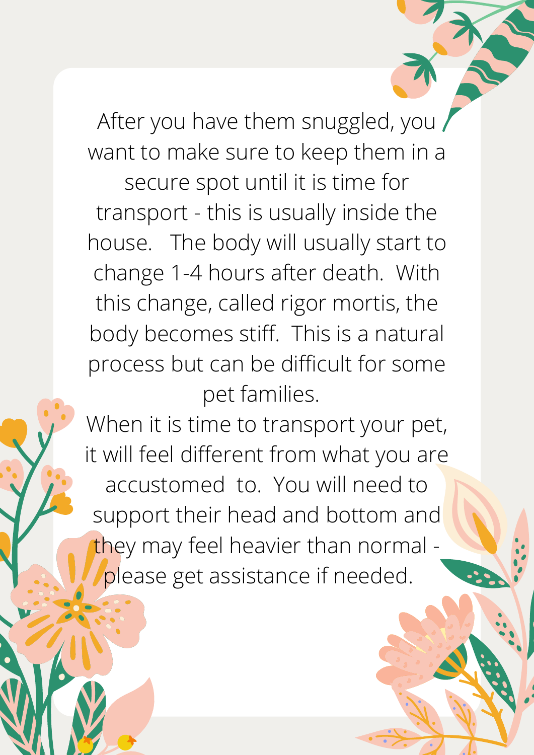After you have them snuggled, you want to make sure to keep them in a secure spot until it is time for transport - this is usually inside the house. The body will usually start to change 1-4 hours after death. With this change, called rigor mortis, the body becomes stiff. This is a natural process but can be difficult for some pet families.

When it is time to transport your pet, it will feel different from what you are accustomed to. You will need to support their head and bottom and they may feel heavier than normal - please get assistance if needed.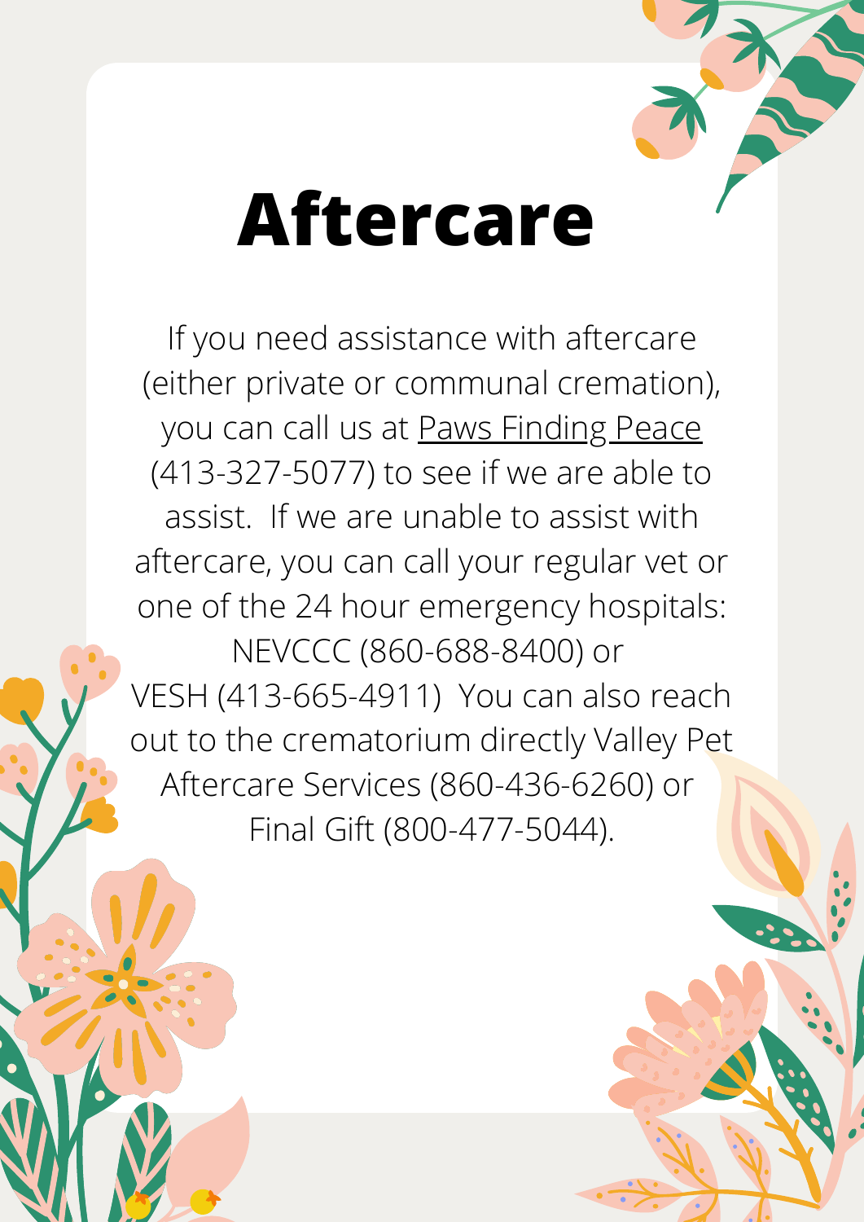# Aftercare

If you need assistance with aftercare (either private or communal cremation), you can call us at Paws Finding Peace (413-327-5077) to see if we are able to assist. If we are unable to assist with aftercare, you can call your regular vet or one of the 24 hour emergency hospitals: NEVCCC (860-688-8400) or VESH (413-665-4911) You can also reach out to the crematorium directly Valley Pet Aftercare Services (860-436-6260) or Final Gift (800-477-5044).